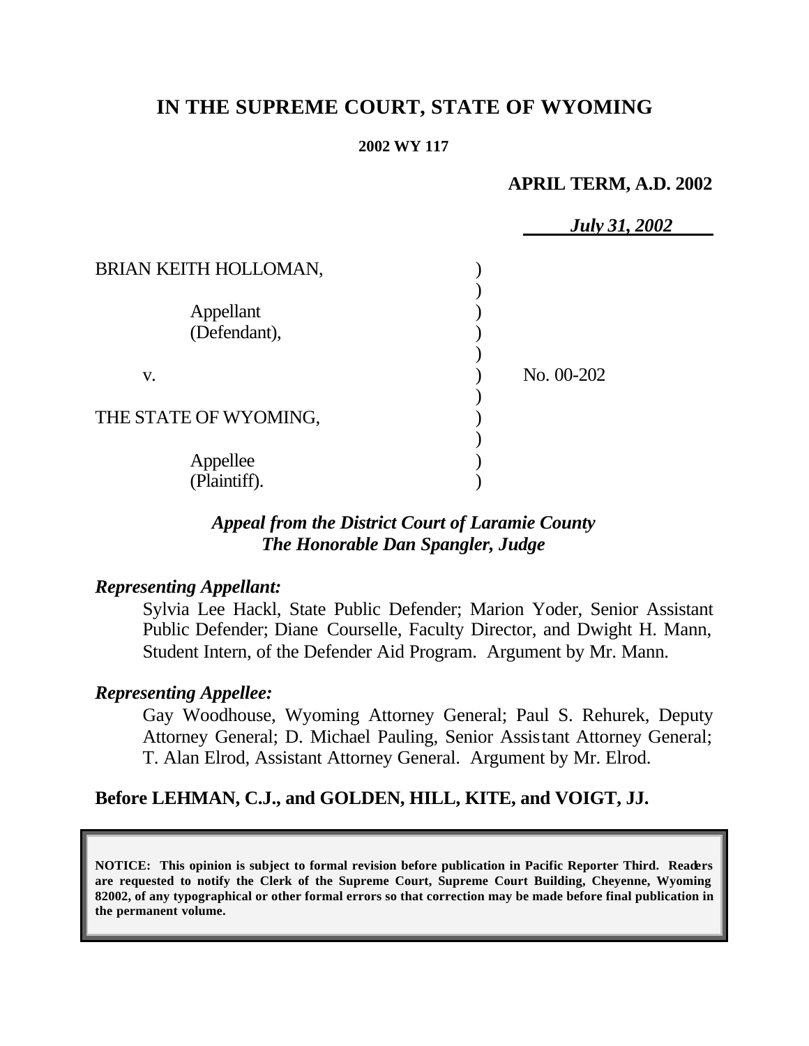# IN THE SUPREME COURT, STATE OF WYOMING

**2002 WY 117**

**APRIL TERM, A.D. 2002**

***July 31, 2002***

BRIAN KEITH HOLLOMAN,

Appellant
(Defendant),

v.

No. 00-202

THE STATE OF WYOMING,

Appellee
(Plaintiff).

***Appeal from the District Court of Laramie County***
***The Honorable Dan Spangler, Judge***

***Representing Appellant:***

Sylvia Lee Hackl, State Public Defender; Marion Yoder, Senior Assistant Public Defender; Diane Courselle, Faculty Director, and Dwight H. Mann, Student Intern, of the Defender Aid Program. Argument by Mr. Mann.

***Representing Appellee:***

Gay Woodhouse, Wyoming Attorney General; Paul S. Rehurek, Deputy Attorney General; D. Michael Pauling, Senior Assistant Attorney General; T. Alan Elrod, Assistant Attorney General. Argument by Mr. Elrod.

**Before LEHMAN, C.J., and GOLDEN, HILL, KITE, and VOIGT, JJ.**

**NOTICE: This opinion is subject to formal revision before publication in Pacific Reporter Third. Readers are requested to notify the Clerk of the Supreme Court, Supreme Court Building, Cheyenne, Wyoming 82002, of any typographical or other formal errors so that correction may be made before final publication in the permanent volume.**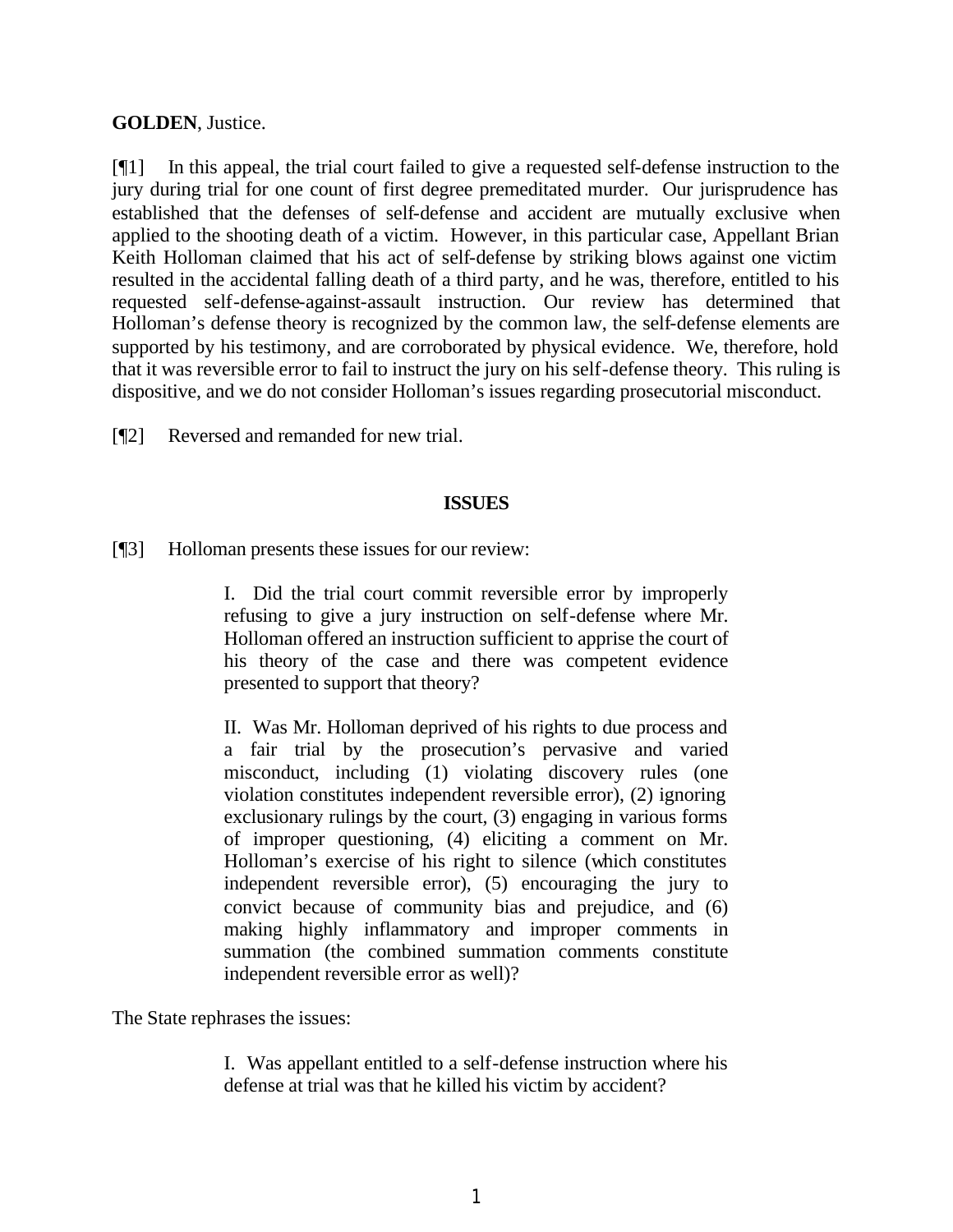**GOLDEN**, Justice.

[¶1] In this appeal, the trial court failed to give a requested self-defense instruction to the jury during trial for one count of first degree premeditated murder. Our jurisprudence has established that the defenses of self-defense and accident are mutually exclusive when applied to the shooting death of a victim. However, in this particular case, Appellant Brian Keith Holloman claimed that his act of self-defense by striking blows against one victim resulted in the accidental falling death of a third party, and he was, therefore, entitled to his requested self-defense-against-assault instruction. Our review has determined that Holloman's defense theory is recognized by the common law, the self-defense elements are supported by his testimony, and are corroborated by physical evidence. We, therefore, hold that it was reversible error to fail to instruct the jury on his self-defense theory. This ruling is dispositive, and we do not consider Holloman's issues regarding prosecutorial misconduct.

[¶2] Reversed and remanded for new trial.

## ISSUES

[¶3] Holloman presents these issues for our review:

> I. Did the trial court commit reversible error by improperly refusing to give a jury instruction on self-defense where Mr. Holloman offered an instruction sufficient to apprise the court of his theory of the case and there was competent evidence presented to support that theory?
>
> II. Was Mr. Holloman deprived of his rights to due process and a fair trial by the prosecution's pervasive and varied misconduct, including (1) violating discovery rules (one violation constitutes independent reversible error), (2) ignoring exclusionary rulings by the court, (3) engaging in various forms of improper questioning, (4) eliciting a comment on Mr. Holloman's exercise of his right to silence (which constitutes independent reversible error), (5) encouraging the jury to convict because of community bias and prejudice, and (6) making highly inflammatory and improper comments in summation (the combined summation comments constitute independent reversible error as well)?

The State rephrases the issues:

> I. Was appellant entitled to a self-defense instruction where his defense at trial was that he killed his victim by accident?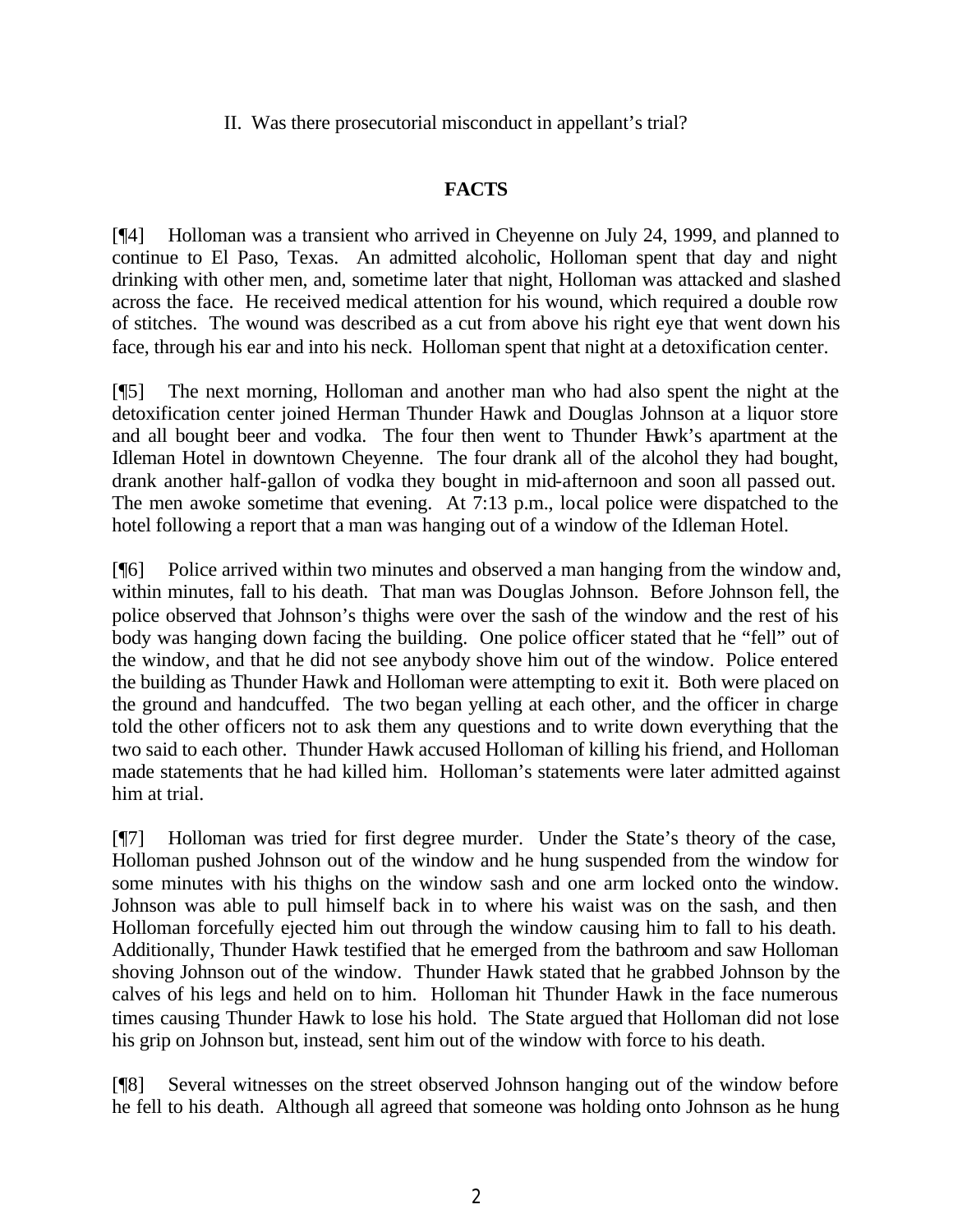II. Was there prosecutorial misconduct in appellant's trial?

## FACTS

[¶4] Holloman was a transient who arrived in Cheyenne on July 24, 1999, and planned to continue to El Paso, Texas. An admitted alcoholic, Holloman spent that day and night drinking with other men, and, sometime later that night, Holloman was attacked and slashed across the face. He received medical attention for his wound, which required a double row of stitches. The wound was described as a cut from above his right eye that went down his face, through his ear and into his neck. Holloman spent that night at a detoxification center.

[¶5] The next morning, Holloman and another man who had also spent the night at the detoxification center joined Herman Thunder Hawk and Douglas Johnson at a liquor store and all bought beer and vodka. The four then went to Thunder Hawk's apartment at the Idleman Hotel in downtown Cheyenne. The four drank all of the alcohol they had bought, drank another half-gallon of vodka they bought in mid-afternoon and soon all passed out. The men awoke sometime that evening. At 7:13 p.m., local police were dispatched to the hotel following a report that a man was hanging out of a window of the Idleman Hotel.

[¶6] Police arrived within two minutes and observed a man hanging from the window and, within minutes, fall to his death. That man was Douglas Johnson. Before Johnson fell, the police observed that Johnson's thighs were over the sash of the window and the rest of his body was hanging down facing the building. One police officer stated that he "fell" out of the window, and that he did not see anybody shove him out of the window. Police entered the building as Thunder Hawk and Holloman were attempting to exit it. Both were placed on the ground and handcuffed. The two began yelling at each other, and the officer in charge told the other officers not to ask them any questions and to write down everything that the two said to each other. Thunder Hawk accused Holloman of killing his friend, and Holloman made statements that he had killed him. Holloman's statements were later admitted against him at trial.

[¶7] Holloman was tried for first degree murder. Under the State's theory of the case, Holloman pushed Johnson out of the window and he hung suspended from the window for some minutes with his thighs on the window sash and one arm locked onto the window. Johnson was able to pull himself back in to where his waist was on the sash, and then Holloman forcefully ejected him out through the window causing him to fall to his death. Additionally, Thunder Hawk testified that he emerged from the bathroom and saw Holloman shoving Johnson out of the window. Thunder Hawk stated that he grabbed Johnson by the calves of his legs and held on to him. Holloman hit Thunder Hawk in the face numerous times causing Thunder Hawk to lose his hold. The State argued that Holloman did not lose his grip on Johnson but, instead, sent him out of the window with force to his death.

[¶8] Several witnesses on the street observed Johnson hanging out of the window before he fell to his death. Although all agreed that someone was holding onto Johnson as he hung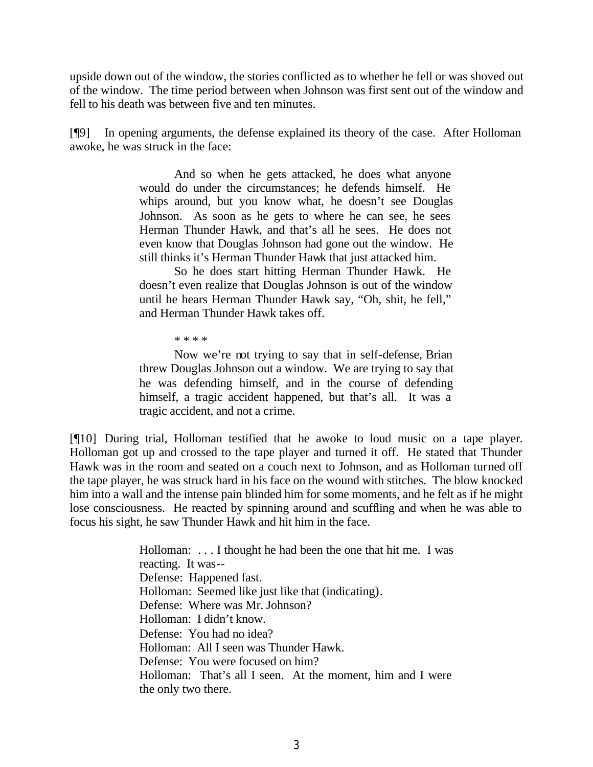upside down out of the window, the stories conflicted as to whether he fell or was shoved out of the window. The time period between when Johnson was first sent out of the window and fell to his death was between five and ten minutes.

[¶9] In opening arguments, the defense explained its theory of the case. After Holloman awoke, he was struck in the face:

> And so when he gets attacked, he does what anyone would do under the circumstances; he defends himself. He whips around, but you know what, he doesn't see Douglas Johnson. As soon as he gets to where he can see, he sees Herman Thunder Hawk, and that's all he sees. He does not even know that Douglas Johnson had gone out the window. He still thinks it's Herman Thunder Hawk that just attacked him.
>
> So he does start hitting Herman Thunder Hawk. He doesn't even realize that Douglas Johnson is out of the window until he hears Herman Thunder Hawk say, "Oh, shit, he fell," and Herman Thunder Hawk takes off.
>
> \* \* \* \*
>
> Now we're not trying to say that in self-defense, Brian threw Douglas Johnson out a window. We are trying to say that he was defending himself, and in the course of defending himself, a tragic accident happened, but that's all. It was a tragic accident, and not a crime.

[¶10] During trial, Holloman testified that he awoke to loud music on a tape player. Holloman got up and crossed to the tape player and turned it off. He stated that Thunder Hawk was in the room and seated on a couch next to Johnson, and as Holloman turned off the tape player, he was struck hard in his face on the wound with stitches. The blow knocked him into a wall and the intense pain blinded him for some moments, and he felt as if he might lose consciousness. He reacted by spinning around and scuffling and when he was able to focus his sight, he saw Thunder Hawk and hit him in the face.

> Holloman: . . . I thought he had been the one that hit me. I was reacting. It was--
> Defense: Happened fast.
> Holloman: Seemed like just like that (indicating).
> Defense: Where was Mr. Johnson?
> Holloman: I didn't know.
> Defense: You had no idea?
> Holloman: All I seen was Thunder Hawk.
> Defense: You were focused on him?
> Holloman: That's all I seen. At the moment, him and I were the only two there.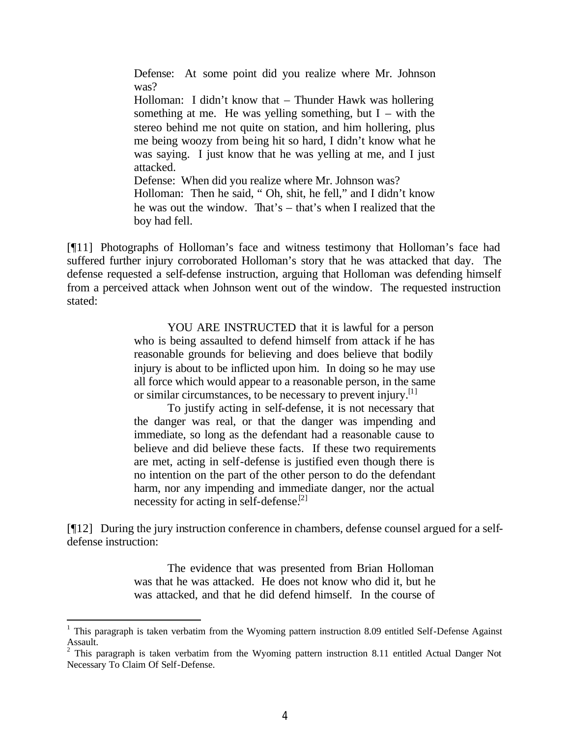> Defense: At some point did you realize where Mr. Johnson was?
>
> Holloman: I didn't know that – Thunder Hawk was hollering something at me. He was yelling something, but I – with the stereo behind me not quite on station, and him hollering, plus me being woozy from being hit so hard, I didn't know what he was saying. I just know that he was yelling at me, and I just attacked.
>
> Defense: When did you realize where Mr. Johnson was?
>
> Holloman: Then he said, " Oh, shit, he fell," and I didn't know he was out the window. That's – that's when I realized that the boy had fell.

[¶11] Photographs of Holloman's face and witness testimony that Holloman's face had suffered further injury corroborated Holloman's story that he was attacked that day. The defense requested a self-defense instruction, arguing that Holloman was defending himself from a perceived attack when Johnson went out of the window. The requested instruction stated:

> YOU ARE INSTRUCTED that it is lawful for a person who is being assaulted to defend himself from attack if he has reasonable grounds for believing and does believe that bodily injury is about to be inflicted upon him. In doing so he may use all force which would appear to a reasonable person, in the same or similar circumstances, to be necessary to prevent injury.[1]
>
> To justify acting in self-defense, it is not necessary that the danger was real, or that the danger was impending and immediate, so long as the defendant had a reasonable cause to believe and did believe these facts. If these two requirements are met, acting in self-defense is justified even though there is no intention on the part of the other person to do the defendant harm, nor any impending and immediate danger, nor the actual necessity for acting in self-defense.[2]

[¶12] During the jury instruction conference in chambers, defense counsel argued for a self-defense instruction:

> The evidence that was presented from Brian Holloman was that he was attacked. He does not know who did it, but he was attacked, and that he did defend himself. In the course of

---

[1] This paragraph is taken verbatim from the Wyoming pattern instruction 8.09 entitled Self-Defense Against Assault.

[2] This paragraph is taken verbatim from the Wyoming pattern instruction 8.11 entitled Actual Danger Not Necessary To Claim Of Self-Defense.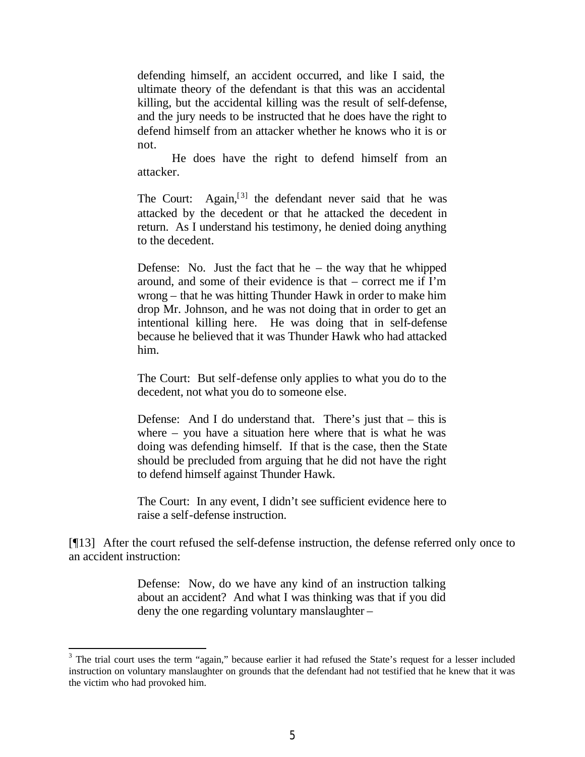> defending himself, an accident occurred, and like I said, the ultimate theory of the defendant is that this was an accidental killing, but the accidental killing was the result of self-defense, and the jury needs to be instructed that he does have the right to defend himself from an attacker whether he knows who it is or not.
>
> He does have the right to defend himself from an attacker.
>
> The Court: Again,[3] the defendant never said that he was attacked by the decedent or that he attacked the decedent in return. As I understand his testimony, he denied doing anything to the decedent.
>
> Defense: No. Just the fact that he – the way that he whipped around, and some of their evidence is that – correct me if I'm wrong – that he was hitting Thunder Hawk in order to make him drop Mr. Johnson, and he was not doing that in order to get an intentional killing here. He was doing that in self-defense because he believed that it was Thunder Hawk who had attacked him.
>
> The Court: But self-defense only applies to what you do to the decedent, not what you do to someone else.
>
> Defense: And I do understand that. There's just that – this is where – you have a situation here where that is what he was doing was defending himself. If that is the case, then the State should be precluded from arguing that he did not have the right to defend himself against Thunder Hawk.
>
> The Court: In any event, I didn't see sufficient evidence here to raise a self-defense instruction.

[¶13] After the court refused the self-defense instruction, the defense referred only once to an accident instruction:

> Defense: Now, do we have any kind of an instruction talking about an accident? And what I was thinking was that if you did deny the one regarding voluntary manslaughter –

---

[3] The trial court uses the term "again," because earlier it had refused the State's request for a lesser included instruction on voluntary manslaughter on grounds that the defendant had not testified that he knew that it was the victim who had provoked him.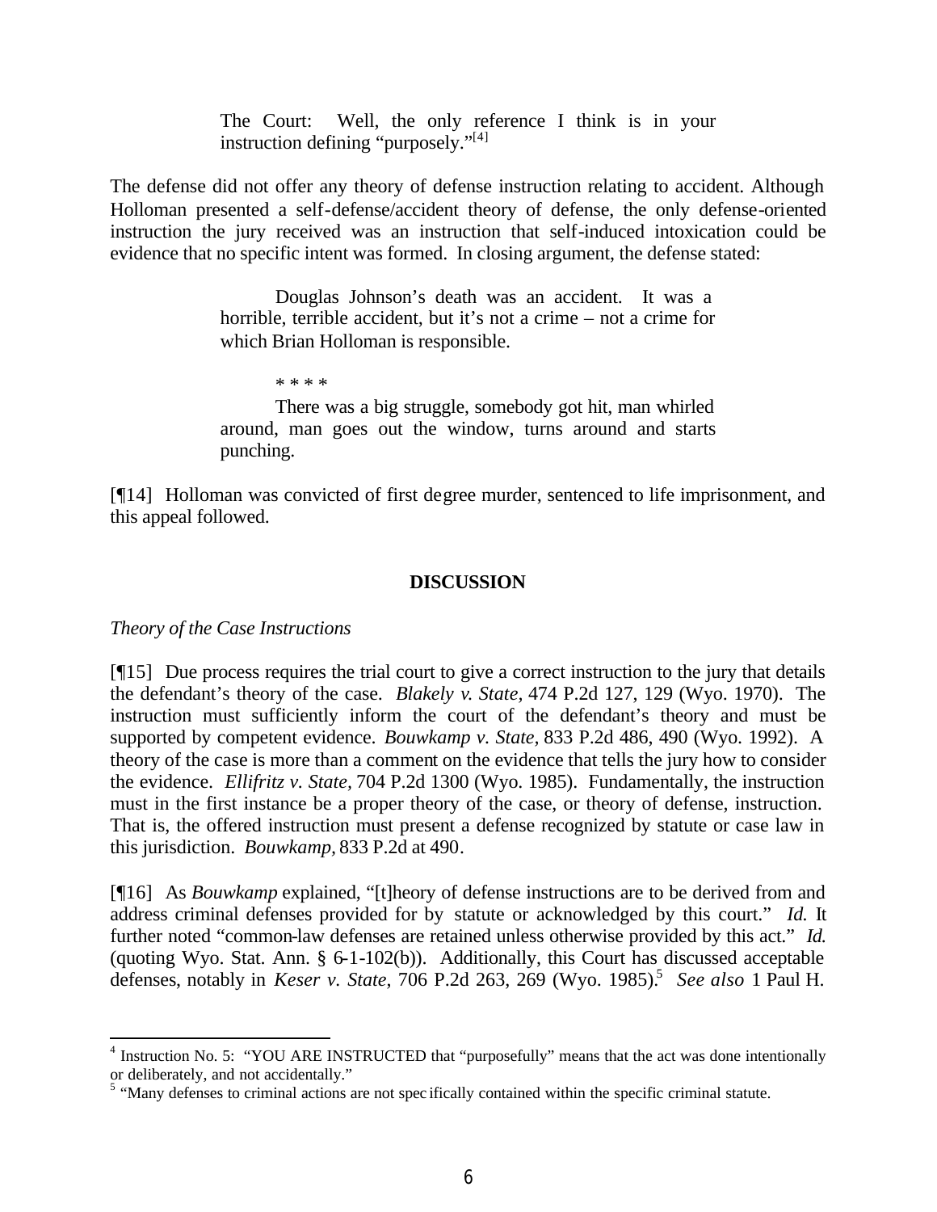> The Court: Well, the only reference I think is in your instruction defining "purposely."[4]

The defense did not offer any theory of defense instruction relating to accident. Although Holloman presented a self-defense/accident theory of defense, the only defense-oriented instruction the jury received was an instruction that self-induced intoxication could be evidence that no specific intent was formed. In closing argument, the defense stated:

> Douglas Johnson's death was an accident. It was a horrible, terrible accident, but it's not a crime – not a crime for which Brian Holloman is responsible.
>
> * * * *
>
> There was a big struggle, somebody got hit, man whirled around, man goes out the window, turns around and starts punching.

[¶14] Holloman was convicted of first degree murder, sentenced to life imprisonment, and this appeal followed.

## DISCUSSION

*Theory of the Case Instructions*

[¶15] Due process requires the trial court to give a correct instruction to the jury that details the defendant's theory of the case. *Blakely v. State*, 474 P.2d 127, 129 (Wyo. 1970). The instruction must sufficiently inform the court of the defendant's theory and must be supported by competent evidence. *Bouwkamp v. State*, 833 P.2d 486, 490 (Wyo. 1992). A theory of the case is more than a comment on the evidence that tells the jury how to consider the evidence. *Ellifritz v. State*, 704 P.2d 1300 (Wyo. 1985). Fundamentally, the instruction must in the first instance be a proper theory of the case, or theory of defense, instruction. That is, the offered instruction must present a defense recognized by statute or case law in this jurisdiction. *Bouwkamp*, 833 P.2d at 490.

[¶16] As *Bouwkamp* explained, "[t]heory of defense instructions are to be derived from and address criminal defenses provided for by statute or acknowledged by this court." *Id.* It further noted "common-law defenses are retained unless otherwise provided by this act." *Id.* (quoting Wyo. Stat. Ann. § 6-1-102(b)). Additionally, this Court has discussed acceptable defenses, notably in *Keser v. State*, 706 P.2d 263, 269 (Wyo. 1985).[5] *See also* 1 Paul H.

---

[4] Instruction No. 5: "YOU ARE INSTRUCTED that "purposefully" means that the act was done intentionally or deliberately, and not accidentally."

[5] "Many defenses to criminal actions are not specifically contained within the specific criminal statute.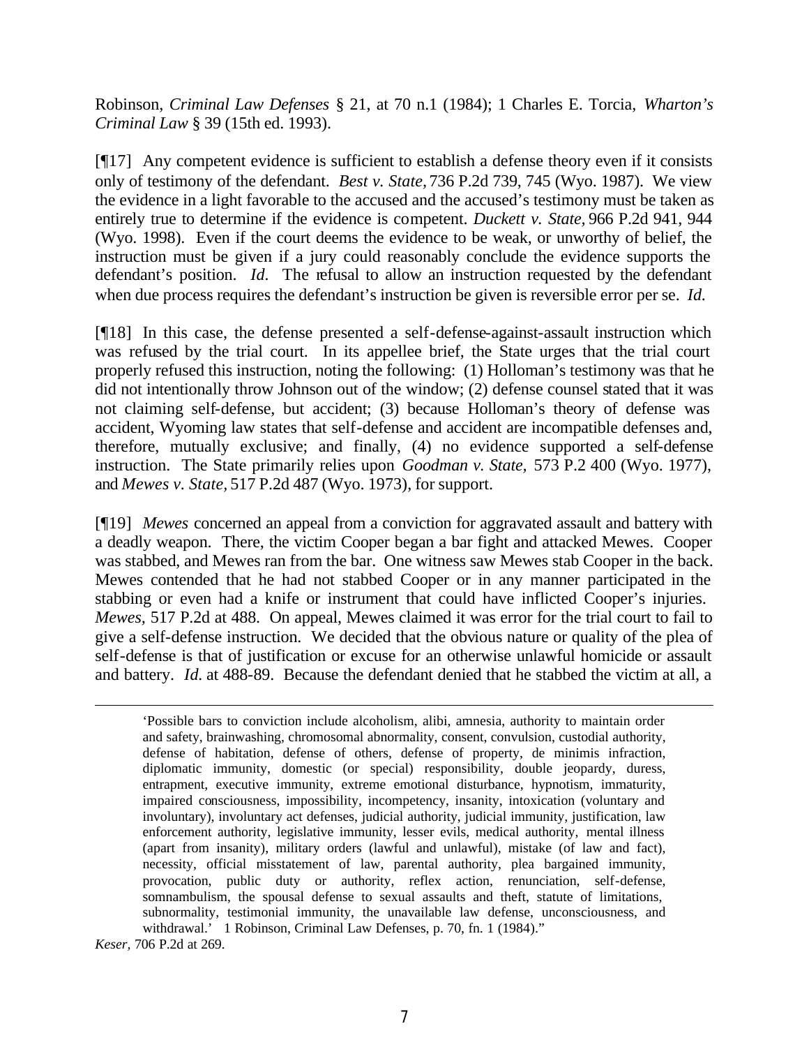Robinson, *Criminal Law Defenses* § 21, at 70 n.1 (1984); 1 Charles E. Torcia, *Wharton's Criminal Law* § 39 (15th ed. 1993).

[¶17] Any competent evidence is sufficient to establish a defense theory even if it consists only of testimony of the defendant. *Best v. State,* 736 P.2d 739, 745 (Wyo. 1987). We view the evidence in a light favorable to the accused and the accused's testimony must be taken as entirely true to determine if the evidence is competent. *Duckett v. State,* 966 P.2d 941, 944 (Wyo. 1998). Even if the court deems the evidence to be weak, or unworthy of belief, the instruction must be given if a jury could reasonably conclude the evidence supports the defendant's position. *Id.* The refusal to allow an instruction requested by the defendant when due process requires the defendant's instruction be given is reversible error per se. *Id.*

[¶18] In this case, the defense presented a self-defense-against-assault instruction which was refused by the trial court. In its appellee brief, the State urges that the trial court properly refused this instruction, noting the following: (1) Holloman's testimony was that he did not intentionally throw Johnson out of the window; (2) defense counsel stated that it was not claiming self-defense, but accident; (3) because Holloman's theory of defense was accident, Wyoming law states that self-defense and accident are incompatible defenses and, therefore, mutually exclusive; and finally, (4) no evidence supported a self-defense instruction. The State primarily relies upon *Goodman v. State,* 573 P.2 400 (Wyo. 1977), and *Mewes v. State,* 517 P.2d 487 (Wyo. 1973), for support.

[¶19] *Mewes* concerned an appeal from a conviction for aggravated assault and battery with a deadly weapon. There, the victim Cooper began a bar fight and attacked Mewes. Cooper was stabbed, and Mewes ran from the bar. One witness saw Mewes stab Cooper in the back. Mewes contended that he had not stabbed Cooper or in any manner participated in the stabbing or even had a knife or instrument that could have inflicted Cooper's injuries. *Mewes,* 517 P.2d at 488. On appeal, Mewes claimed it was error for the trial court to fail to give a self-defense instruction. We decided that the obvious nature or quality of the plea of self-defense is that of justification or excuse for an otherwise unlawful homicide or assault and battery. *Id.* at 488-89. Because the defendant denied that he stabbed the victim at all, a

---

'Possible bars to conviction include alcoholism, alibi, amnesia, authority to maintain order and safety, brainwashing, chromosomal abnormality, consent, convulsion, custodial authority, defense of habitation, defense of others, defense of property, de minimis infraction, diplomatic immunity, domestic (or special) responsibility, double jeopardy, duress, entrapment, executive immunity, extreme emotional disturbance, hypnotism, immaturity, impaired consciousness, impossibility, incompetency, insanity, intoxication (voluntary and involuntary), involuntary act defenses, judicial authority, judicial immunity, justification, law enforcement authority, legislative immunity, lesser evils, medical authority, mental illness (apart from insanity), military orders (lawful and unlawful), mistake (of law and fact), necessity, official misstatement of law, parental authority, plea bargained immunity, provocation, public duty or authority, reflex action, renunciation, self-defense, somnambulism, the spousal defense to sexual assaults and theft, statute of limitations, subnormality, testimonial immunity, the unavailable law defense, unconsciousness, and withdrawal.' 1 Robinson, Criminal Law Defenses, p. 70, fn. 1 (1984)."

*Keser,* 706 P.2d at 269.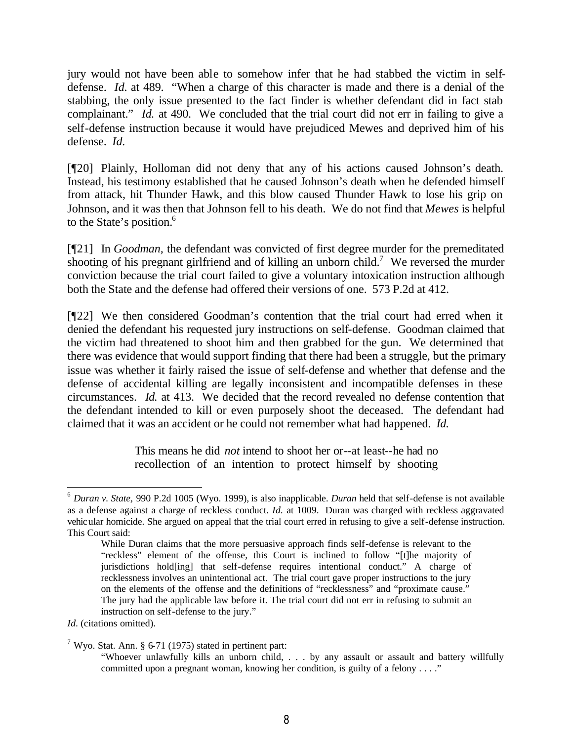jury would not have been able to somehow infer that he had stabbed the victim in self-defense. *Id.* at 489. "When a charge of this character is made and there is a denial of the stabbing, the only issue presented to the fact finder is whether defendant did in fact stab complainant." *Id.* at 490. We concluded that the trial court did not err in failing to give a self-defense instruction because it would have prejudiced Mewes and deprived him of his defense. *Id.*

[¶20] Plainly, Holloman did not deny that any of his actions caused Johnson's death. Instead, his testimony established that he caused Johnson's death when he defended himself from attack, hit Thunder Hawk, and this blow caused Thunder Hawk to lose his grip on Johnson, and it was then that Johnson fell to his death. We do not find that *Mewes* is helpful to the State's position.[6]

[¶21] In *Goodman*, the defendant was convicted of first degree murder for the premeditated shooting of his pregnant girlfriend and of killing an unborn child.[7] We reversed the murder conviction because the trial court failed to give a voluntary intoxication instruction although both the State and the defense had offered their versions of one. 573 P.2d at 412.

[¶22] We then considered Goodman's contention that the trial court had erred when it denied the defendant his requested jury instructions on self-defense. Goodman claimed that the victim had threatened to shoot him and then grabbed for the gun. We determined that there was evidence that would support finding that there had been a struggle, but the primary issue was whether it fairly raised the issue of self-defense and whether that defense and the defense of accidental killing are legally inconsistent and incompatible defenses in these circumstances. *Id.* at 413. We decided that the record revealed no defense contention that the defendant intended to kill or even purposely shoot the deceased. The defendant had claimed that it was an accident or he could not remember what had happened. *Id.*

> This means he did *not* intend to shoot her or--at least--he had no recollection of an intention to protect himself by shooting

---

[6] *Duran v. State*, 990 P.2d 1005 (Wyo. 1999), is also inapplicable. *Duran* held that self-defense is not available as a defense against a charge of reckless conduct. *Id.* at 1009. Duran was charged with reckless aggravated vehicular homicide. She argued on appeal that the trial court erred in refusing to give a self-defense instruction. This Court said:

> While Duran claims that the more persuasive approach finds self-defense is relevant to the "reckless" element of the offense, this Court is inclined to follow "[t]he majority of jurisdictions hold[ing] that self-defense requires intentional conduct." A charge of recklessness involves an unintentional act. The trial court gave proper instructions to the jury on the elements of the offense and the definitions of "recklessness" and "proximate cause." The jury had the applicable law before it. The trial court did not err in refusing to submit an instruction on self-defense to the jury."

*Id.* (citations omitted).

[7] Wyo. Stat. Ann. § 6-71 (1975) stated in pertinent part:

> "Whoever unlawfully kills an unborn child, . . . by any assault or assault and battery willfully committed upon a pregnant woman, knowing her condition, is guilty of a felony . . . ."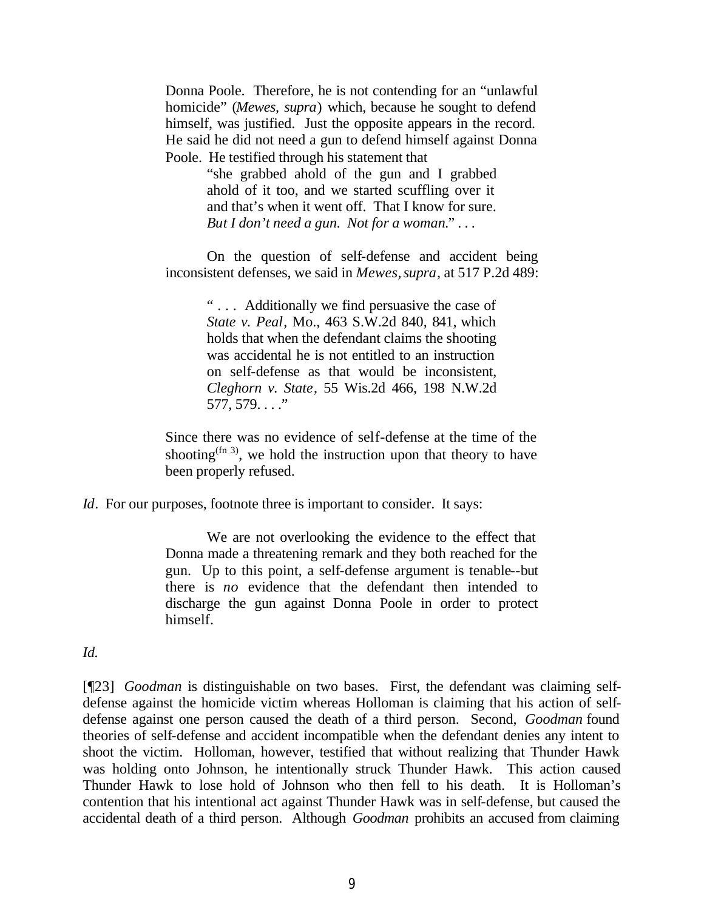> Donna Poole. Therefore, he is not contending for an "unlawful homicide" (*Mewes, supra*) which, because he sought to defend himself, was justified. Just the opposite appears in the record. He said he did not need a gun to defend himself against Donna Poole. He testified through his statement that
>
> > "she grabbed ahold of the gun and I grabbed ahold of it too, and we started scuffling over it and that's when it went off. That I know for sure. *But I don't need a gun. Not for a woman.*" . . .
>
> On the question of self-defense and accident being inconsistent defenses, we said in *Mewes, supra*, at 517 P.2d 489:
>
> > " . . . Additionally we find persuasive the case of *State v. Peal*, Mo., 463 S.W.2d 840, 841, which holds that when the defendant claims the shooting was accidental he is not entitled to an instruction on self-defense as that would be inconsistent, *Cleghorn v. State*, 55 Wis.2d 466, 198 N.W.2d 577, 579. . . ."
>
> Since there was no evidence of self-defense at the time of the shooting(fn 3), we hold the instruction upon that theory to have been properly refused.

*Id*. For our purposes, footnote three is important to consider. It says:

> We are not overlooking the evidence to the effect that Donna made a threatening remark and they both reached for the gun. Up to this point, a self-defense argument is tenable--but there is *no* evidence that the defendant then intended to discharge the gun against Donna Poole in order to protect himself.

*Id.*

[¶23] *Goodman* is distinguishable on two bases. First, the defendant was claiming self-defense against the homicide victim whereas Holloman is claiming that his action of self-defense against one person caused the death of a third person. Second, *Goodman* found theories of self-defense and accident incompatible when the defendant denies any intent to shoot the victim. Holloman, however, testified that without realizing that Thunder Hawk was holding onto Johnson, he intentionally struck Thunder Hawk. This action caused Thunder Hawk to lose hold of Johnson who then fell to his death. It is Holloman's contention that his intentional act against Thunder Hawk was in self-defense, but caused the accidental death of a third person. Although *Goodman* prohibits an accused from claiming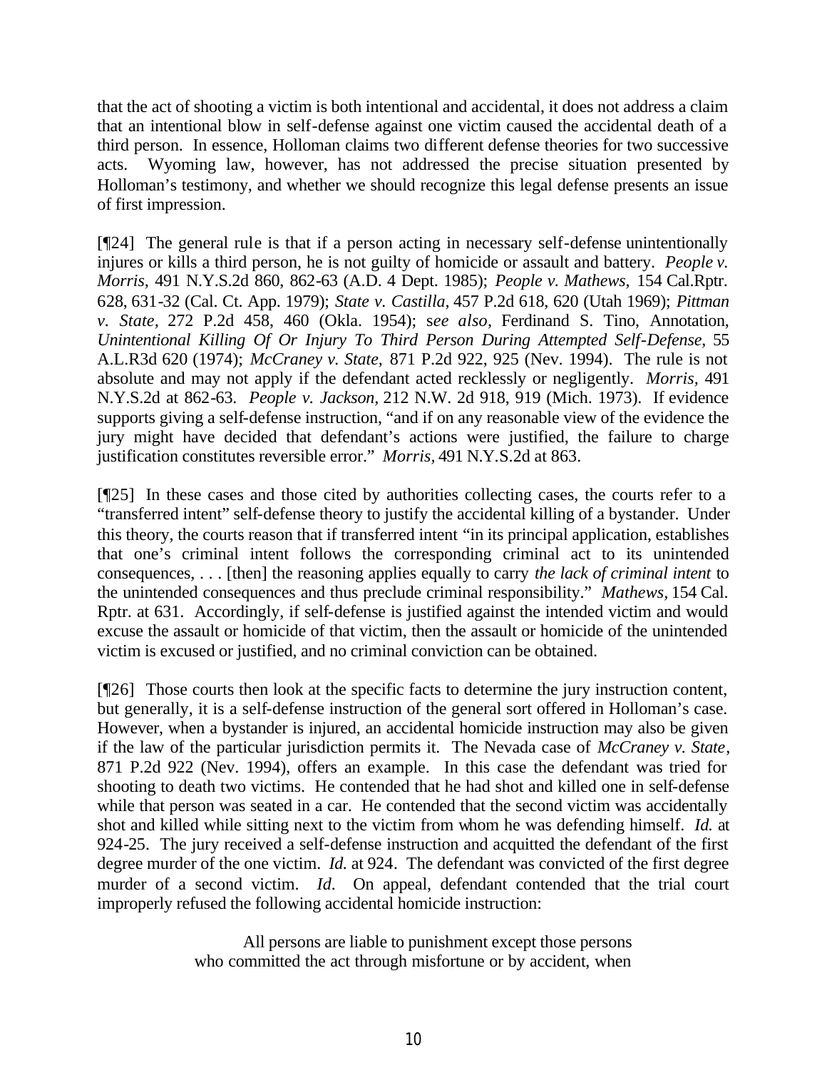that the act of shooting a victim is both intentional and accidental, it does not address a claim that an intentional blow in self-defense against one victim caused the accidental death of a third person. In essence, Holloman claims two different defense theories for two successive acts. Wyoming law, however, has not addressed the precise situation presented by Holloman's testimony, and whether we should recognize this legal defense presents an issue of first impression.

[¶24] The general rule is that if a person acting in necessary self-defense unintentionally injures or kills a third person, he is not guilty of homicide or assault and battery. *People v. Morris,* 491 N.Y.S.2d 860, 862-63 (A.D. 4 Dept. 1985); *People v. Mathews,* 154 Cal.Rptr. 628, 631-32 (Cal. Ct. App. 1979); *State v. Castilla,* 457 P.2d 618, 620 (Utah 1969); *Pittman v. State,* 272 P.2d 458, 460 (Okla. 1954); s*ee also,* Ferdinand S. Tino, Annotation, *Unintentional Killing Of Or Injury To Third Person During Attempted Self-Defense*, 55 A.L.R3d 620 (1974); *McCraney v. State,* 871 P.2d 922, 925 (Nev. 1994). The rule is not absolute and may not apply if the defendant acted recklessly or negligently. *Morris,* 491 N.Y.S.2d at 862-63. *People v. Jackson,* 212 N.W. 2d 918, 919 (Mich. 1973). If evidence supports giving a self-defense instruction, "and if on any reasonable view of the evidence the jury might have decided that defendant's actions were justified, the failure to charge justification constitutes reversible error." *Morris,* 491 N.Y.S.2d at 863.

[¶25] In these cases and those cited by authorities collecting cases, the courts refer to a "transferred intent" self-defense theory to justify the accidental killing of a bystander. Under this theory, the courts reason that if transferred intent "in its principal application, establishes that one's criminal intent follows the corresponding criminal act to its unintended consequences, . . . [then] the reasoning applies equally to carry *the lack of criminal intent* to the unintended consequences and thus preclude criminal responsibility." *Mathews,* 154 Cal. Rptr. at 631. Accordingly, if self-defense is justified against the intended victim and would excuse the assault or homicide of that victim, then the assault or homicide of the unintended victim is excused or justified, and no criminal conviction can be obtained.

[¶26] Those courts then look at the specific facts to determine the jury instruction content, but generally, it is a self-defense instruction of the general sort offered in Holloman's case. However, when a bystander is injured, an accidental homicide instruction may also be given if the law of the particular jurisdiction permits it. The Nevada case of *McCraney v. State*, 871 P.2d 922 (Nev. 1994), offers an example. In this case the defendant was tried for shooting to death two victims. He contended that he had shot and killed one in self-defense while that person was seated in a car. He contended that the second victim was accidentally shot and killed while sitting next to the victim from whom he was defending himself. *Id.* at 924-25. The jury received a self-defense instruction and acquitted the defendant of the first degree murder of the one victim. *Id.* at 924. The defendant was convicted of the first degree murder of a second victim. *Id.* On appeal, defendant contended that the trial court improperly refused the following accidental homicide instruction:

> All persons are liable to punishment except those persons who committed the act through misfortune or by accident, when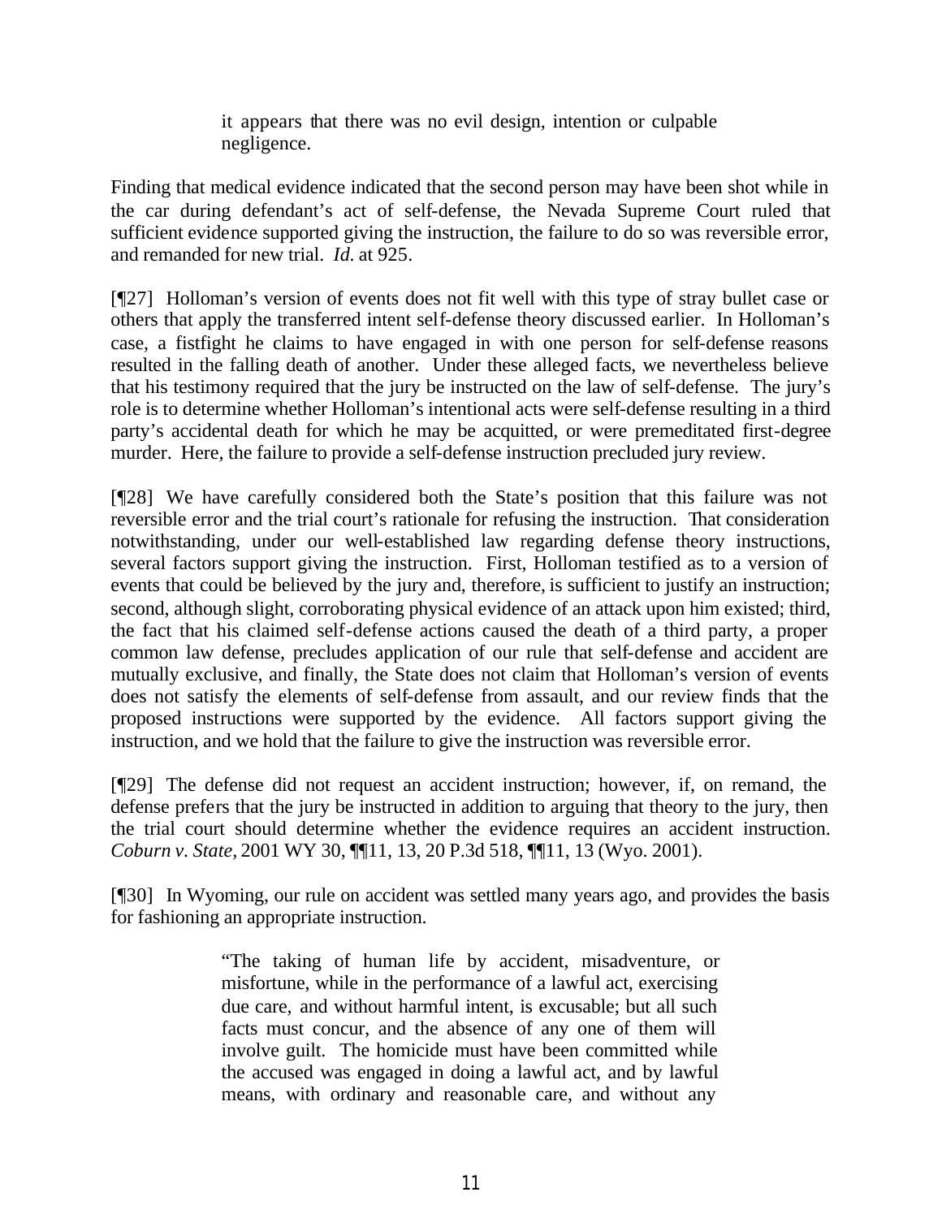> it appears that there was no evil design, intention or culpable negligence.

Finding that medical evidence indicated that the second person may have been shot while in the car during defendant's act of self-defense, the Nevada Supreme Court ruled that sufficient evidence supported giving the instruction, the failure to do so was reversible error, and remanded for new trial. *Id.* at 925.

[¶27] Holloman's version of events does not fit well with this type of stray bullet case or others that apply the transferred intent self-defense theory discussed earlier. In Holloman's case, a fistfight he claims to have engaged in with one person for self-defense reasons resulted in the falling death of another. Under these alleged facts, we nevertheless believe that his testimony required that the jury be instructed on the law of self-defense. The jury's role is to determine whether Holloman's intentional acts were self-defense resulting in a third party's accidental death for which he may be acquitted, or were premeditated first-degree murder. Here, the failure to provide a self-defense instruction precluded jury review.

[¶28] We have carefully considered both the State's position that this failure was not reversible error and the trial court's rationale for refusing the instruction. That consideration notwithstanding, under our well-established law regarding defense theory instructions, several factors support giving the instruction. First, Holloman testified as to a version of events that could be believed by the jury and, therefore, is sufficient to justify an instruction; second, although slight, corroborating physical evidence of an attack upon him existed; third, the fact that his claimed self-defense actions caused the death of a third party, a proper common law defense, precludes application of our rule that self-defense and accident are mutually exclusive, and finally, the State does not claim that Holloman's version of events does not satisfy the elements of self-defense from assault, and our review finds that the proposed instructions were supported by the evidence. All factors support giving the instruction, and we hold that the failure to give the instruction was reversible error.

[¶29] The defense did not request an accident instruction; however, if, on remand, the defense prefers that the jury be instructed in addition to arguing that theory to the jury, then the trial court should determine whether the evidence requires an accident instruction. *Coburn v. State,* 2001 WY 30, ¶¶11, 13, 20 P.3d 518, ¶¶11, 13 (Wyo. 2001).

[¶30] In Wyoming, our rule on accident was settled many years ago, and provides the basis for fashioning an appropriate instruction.

> "The taking of human life by accident, misadventure, or misfortune, while in the performance of a lawful act, exercising due care, and without harmful intent, is excusable; but all such facts must concur, and the absence of any one of them will involve guilt. The homicide must have been committed while the accused was engaged in doing a lawful act, and by lawful means, with ordinary and reasonable care, and without any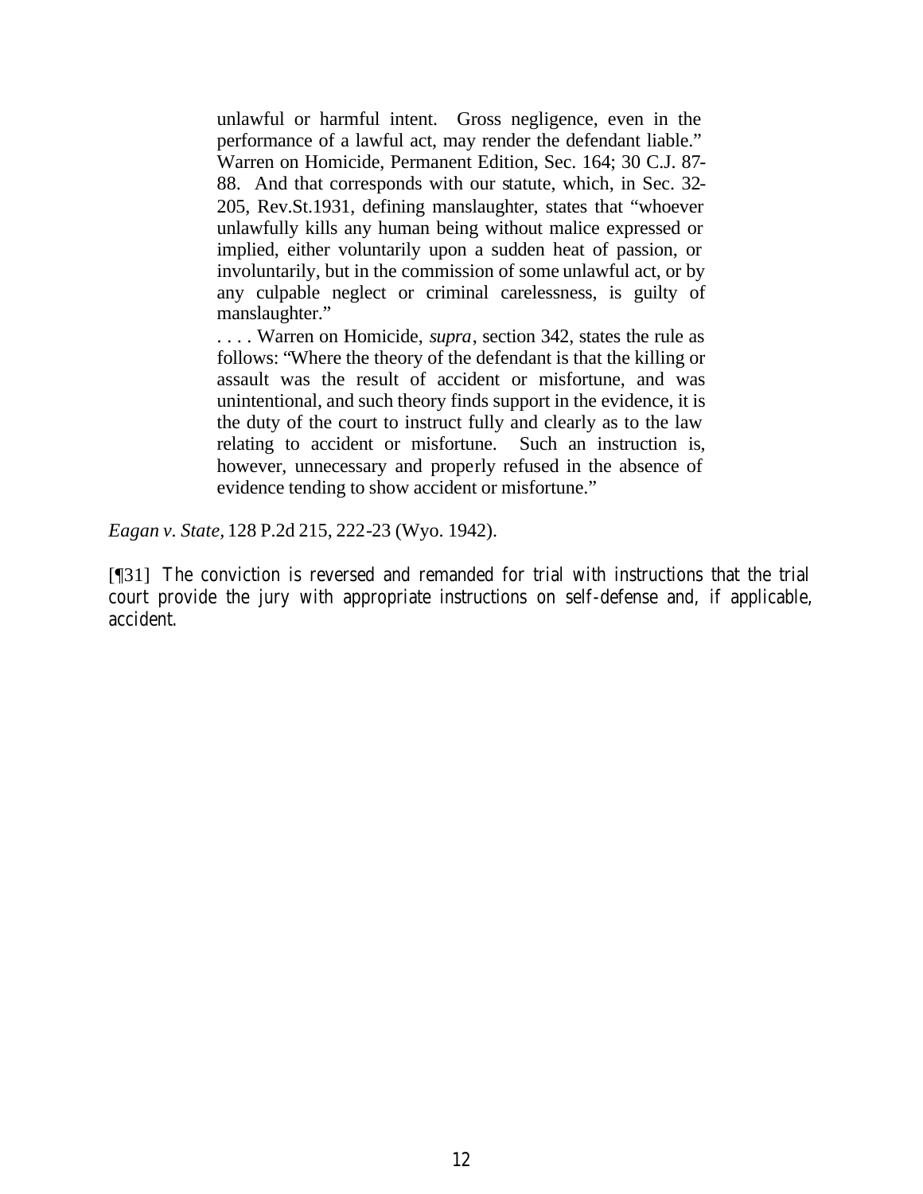> unlawful or harmful intent. Gross negligence, even in the performance of a lawful act, may render the defendant liable." Warren on Homicide, Permanent Edition, Sec. 164; 30 C.J. 87-88. And that corresponds with our statute, which, in Sec. 32-205, Rev.St.1931, defining manslaughter, states that "whoever unlawfully kills any human being without malice expressed or implied, either voluntarily upon a sudden heat of passion, or involuntarily, but in the commission of some unlawful act, or by any culpable neglect or criminal carelessness, is guilty of manslaughter."
>
> . . . . Warren on Homicide, *supra*, section 342, states the rule as follows: "Where the theory of the defendant is that the killing or assault was the result of accident or misfortune, and was unintentional, and such theory finds support in the evidence, it is the duty of the court to instruct fully and clearly as to the law relating to accident or misfortune. Such an instruction is, however, unnecessary and properly refused in the absence of evidence tending to show accident or misfortune."

*Eagan v. State,* 128 P.2d 215, 222-23 (Wyo. 1942).

[¶31] The conviction is reversed and remanded for trial with instructions that the trial court provide the jury with appropriate instructions on self-defense and, if applicable, accident.